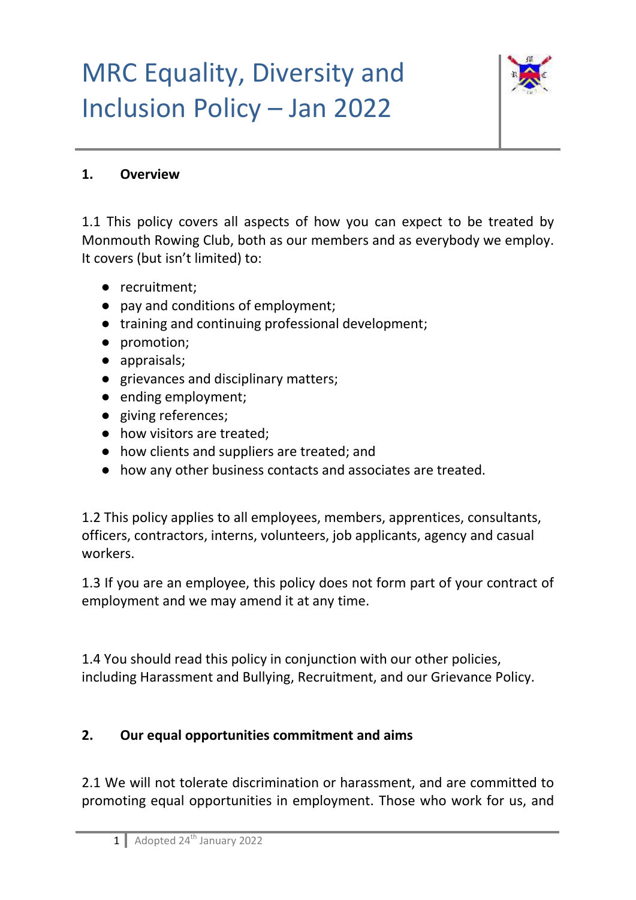# MRC Equality, Diversity and Inclusion Policy – Jan 2022

## 1. Overview

1.1 This policy covers all aspects of how you can expect to be treated by Monmouth Rowing Club, both as our members and as everybody we employ. It covers (but isn't limited) to:

- recruitment;
- pay and conditions of employment;
- training and continuing professional development;
- promotion;
- appraisals;
- grievances and disciplinary matters;
- ending employment;
- giving references;
- how visitors are treated;
- how clients and suppliers are treated; and
- how any other business contacts and associates are treated.

1.2 This policy applies to all employees, members, apprentices, consultants, officers, contractors, interns, volunteers, job applicants, agency and casual workers.

1.3 If you are an employee, this policy does not form part of your contract of employment and we may amend it at any time.

1.4 You should read this policy in conjunction with our other policies, including Harassment and Bullying, Recruitment, and our Grievance Policy.

## 2. Our equal opportunities commitment and aims

2.1 We will not tolerate discrimination or harassment, and are committed to promoting equal opportunities in employment. Those who work for us, and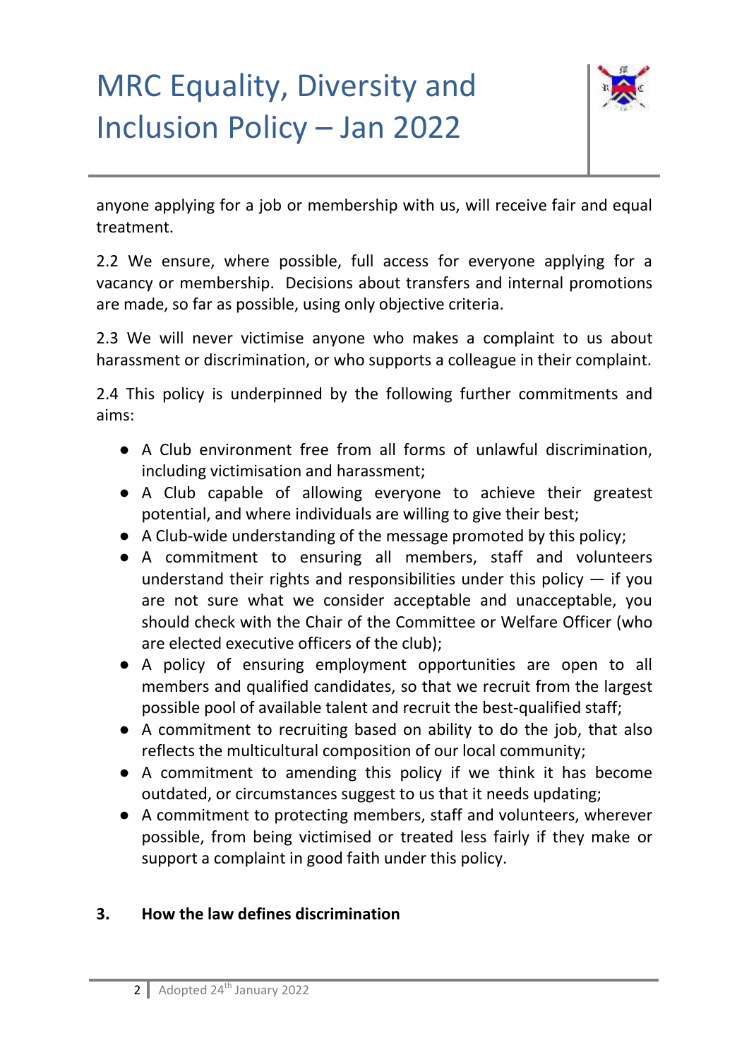anyone applying for a job or membership with us, will receive fair and equal treatment.

2.2 We ensure, where possible, full access for everyone applying for a vacancy or membership. Decisions about transfers and internal promotions are made, so far as possible, using only objective criteria.

2.3 We will never victimise anyone who makes a complaint to us about harassment or discrimination, or who supports a colleague in their complaint.

2.4 This policy is underpinned by the following further commitments and aims:

- A Club environment free from all forms of unlawful discrimination, including victimisation and harassment;
- A Club capable of allowing everyone to achieve their greatest potential, and where individuals are willing to give their best;
- A Club-wide understanding of the message promoted by this policy;
- A commitment to ensuring all members, staff and volunteers understand their rights and responsibilities under this policy — if you are not sure what we consider acceptable and unacceptable, you should check with the Chair of the Committee or Welfare Officer (who are elected executive officers of the club);
- A policy of ensuring employment opportunities are open to all members and qualified candidates, so that we recruit from the largest possible pool of available talent and recruit the best-qualified staff;
- A commitment to recruiting based on ability to do the job, that also reflects the multicultural composition of our local community;
- A commitment to amending this policy if we think it has become outdated, or circumstances suggest to us that it needs updating;
- A commitment to protecting members, staff and volunteers, wherever possible, from being victimised or treated less fairly if they make or support a complaint in good faith under this policy.

## 3. How the law defines discrimination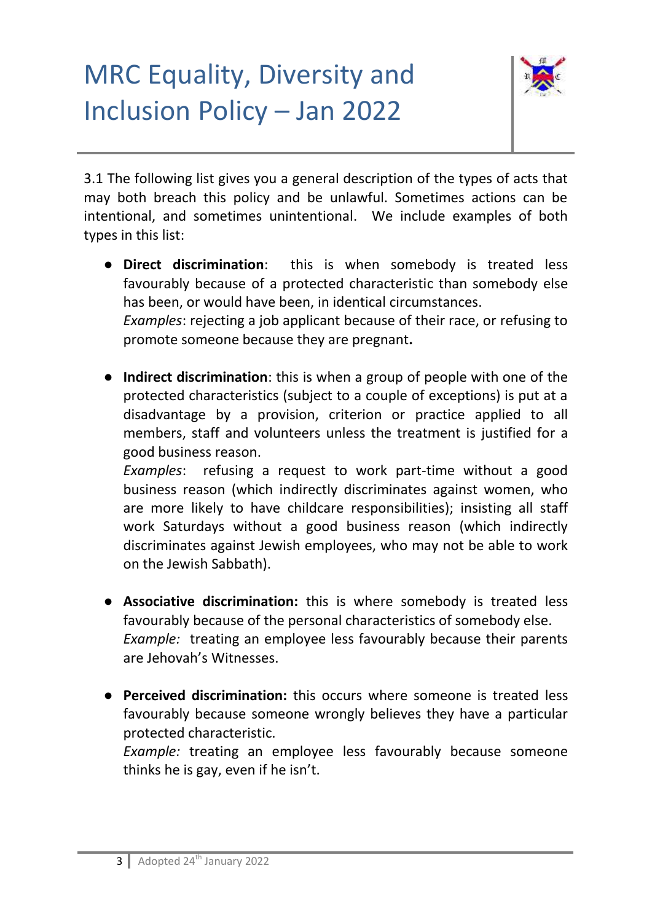3.1 The following list gives you a general description of the types of acts that may both breach this policy and be unlawful. Sometimes actions can be intentional, and sometimes unintentional. We include examples of both types in this list:

- **Direct discrimination**: this is when somebody is treated less favourably because of a protected characteristic than somebody else has been, or would have been, in identical circumstances.
  *Examples*: rejecting a job applicant because of their race, or refusing to promote someone because they are pregnant**.**

- **Indirect discrimination**: this is when a group of people with one of the protected characteristics (subject to a couple of exceptions) is put at a disadvantage by a provision, criterion or practice applied to all members, staff and volunteers unless the treatment is justified for a good business reason.
  *Examples*: refusing a request to work part-time without a good business reason (which indirectly discriminates against women, who are more likely to have childcare responsibilities); insisting all staff work Saturdays without a good business reason (which indirectly discriminates against Jewish employees, who may not be able to work on the Jewish Sabbath).

- **Associative discrimination:** this is where somebody is treated less favourably because of the personal characteristics of somebody else.
  *Example:* treating an employee less favourably because their parents are Jehovah's Witnesses.

- **Perceived discrimination:** this occurs where someone is treated less favourably because someone wrongly believes they have a particular protected characteristic.
  *Example:* treating an employee less favourably because someone thinks he is gay, even if he isn't.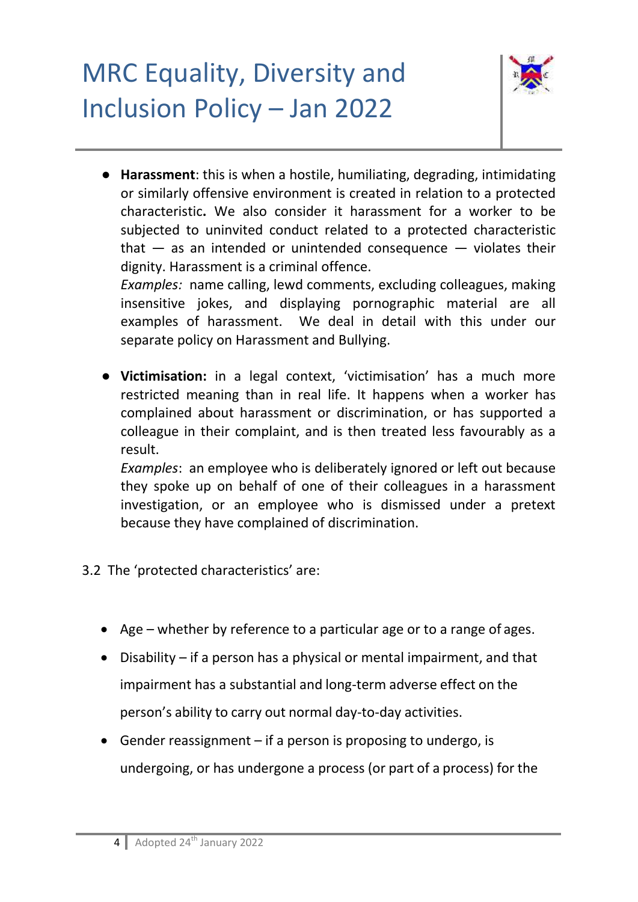- **Harassment**: this is when a hostile, humiliating, degrading, intimidating or similarly offensive environment is created in relation to a protected characteristic**.** We also consider it harassment for a worker to be subjected to uninvited conduct related to a protected characteristic that — as an intended or unintended consequence — violates their dignity. Harassment is a criminal offence.
  *Examples:* name calling, lewd comments, excluding colleagues, making insensitive jokes, and displaying pornographic material are all examples of harassment. We deal in detail with this under our separate policy on Harassment and Bullying.

- **Victimisation:** in a legal context, 'victimisation' has a much more restricted meaning than in real life. It happens when a worker has complained about harassment or discrimination, or has supported a colleague in their complaint, and is then treated less favourably as a result.
  *Examples*: an employee who is deliberately ignored or left out because they spoke up on behalf of one of their colleagues in a harassment investigation, or an employee who is dismissed under a pretext because they have complained of discrimination.

3.2 The 'protected characteristics' are:

- Age – whether by reference to a particular age or to a range of ages.
- Disability – if a person has a physical or mental impairment, and that impairment has a substantial and long-term adverse effect on the person's ability to carry out normal day-to-day activities.
- Gender reassignment – if a person is proposing to undergo, is undergoing, or has undergone a process (or part of a process) for the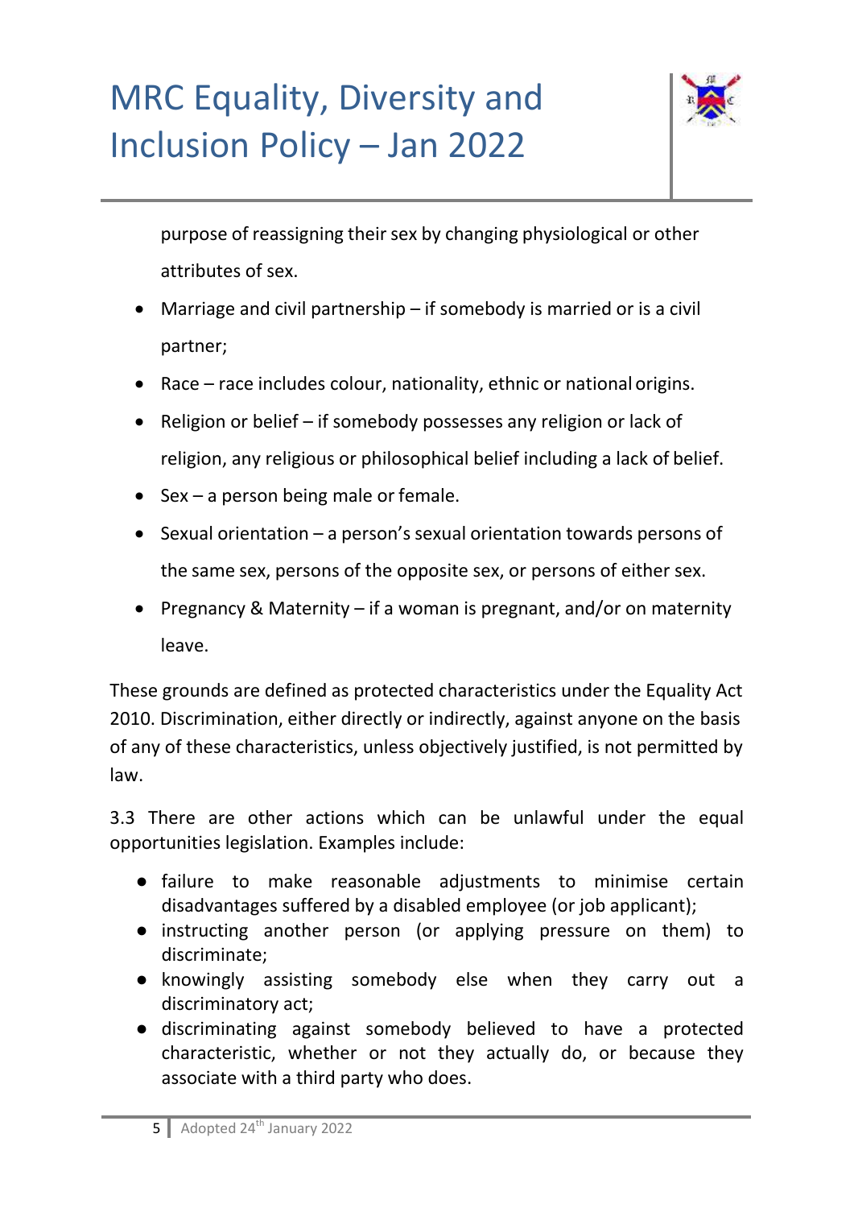purpose of reassigning their sex by changing physiological or other attributes of sex.

- Marriage and civil partnership – if somebody is married or is a civil partner;
- Race – race includes colour, nationality, ethnic or national origins.
- Religion or belief – if somebody possesses any religion or lack of religion, any religious or philosophical belief including a lack of belief.
- Sex – a person being male or female.
- Sexual orientation – a person's sexual orientation towards persons of the same sex, persons of the opposite sex, or persons of either sex.
- Pregnancy & Maternity – if a woman is pregnant, and/or on maternity leave.

These grounds are defined as protected characteristics under the Equality Act 2010. Discrimination, either directly or indirectly, against anyone on the basis of any of these characteristics, unless objectively justified, is not permitted by law.

3.3 There are other actions which can be unlawful under the equal opportunities legislation. Examples include:

- failure to make reasonable adjustments to minimise certain disadvantages suffered by a disabled employee (or job applicant);
- instructing another person (or applying pressure on them) to discriminate;
- knowingly assisting somebody else when they carry out a discriminatory act;
- discriminating against somebody believed to have a protected characteristic, whether or not they actually do, or because they associate with a third party who does.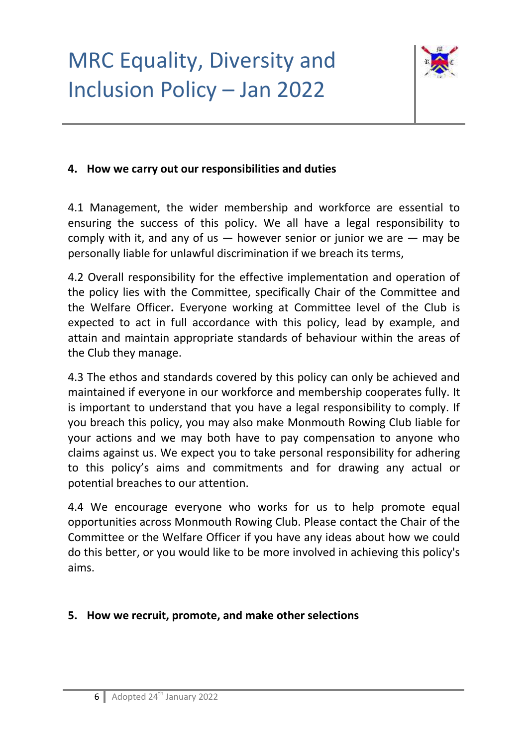## 4. How we carry out our responsibilities and duties

4.1 Management, the wider membership and workforce are essential to ensuring the success of this policy. We all have a legal responsibility to comply with it, and any of us — however senior or junior we are — may be personally liable for unlawful discrimination if we breach its terms,

4.2 Overall responsibility for the effective implementation and operation of the policy lies with the Committee, specifically Chair of the Committee and the Welfare Officer**.** Everyone working at Committee level of the Club is expected to act in full accordance with this policy, lead by example, and attain and maintain appropriate standards of behaviour within the areas of the Club they manage.

4.3 The ethos and standards covered by this policy can only be achieved and maintained if everyone in our workforce and membership cooperates fully. It is important to understand that you have a legal responsibility to comply. If you breach this policy, you may also make Monmouth Rowing Club liable for your actions and we may both have to pay compensation to anyone who claims against us. We expect you to take personal responsibility for adhering to this policy's aims and commitments and for drawing any actual or potential breaches to our attention.

4.4 We encourage everyone who works for us to help promote equal opportunities across Monmouth Rowing Club. Please contact the Chair of the Committee or the Welfare Officer if you have any ideas about how we could do this better, or you would like to be more involved in achieving this policy's aims.

## 5. How we recruit, promote, and make other selections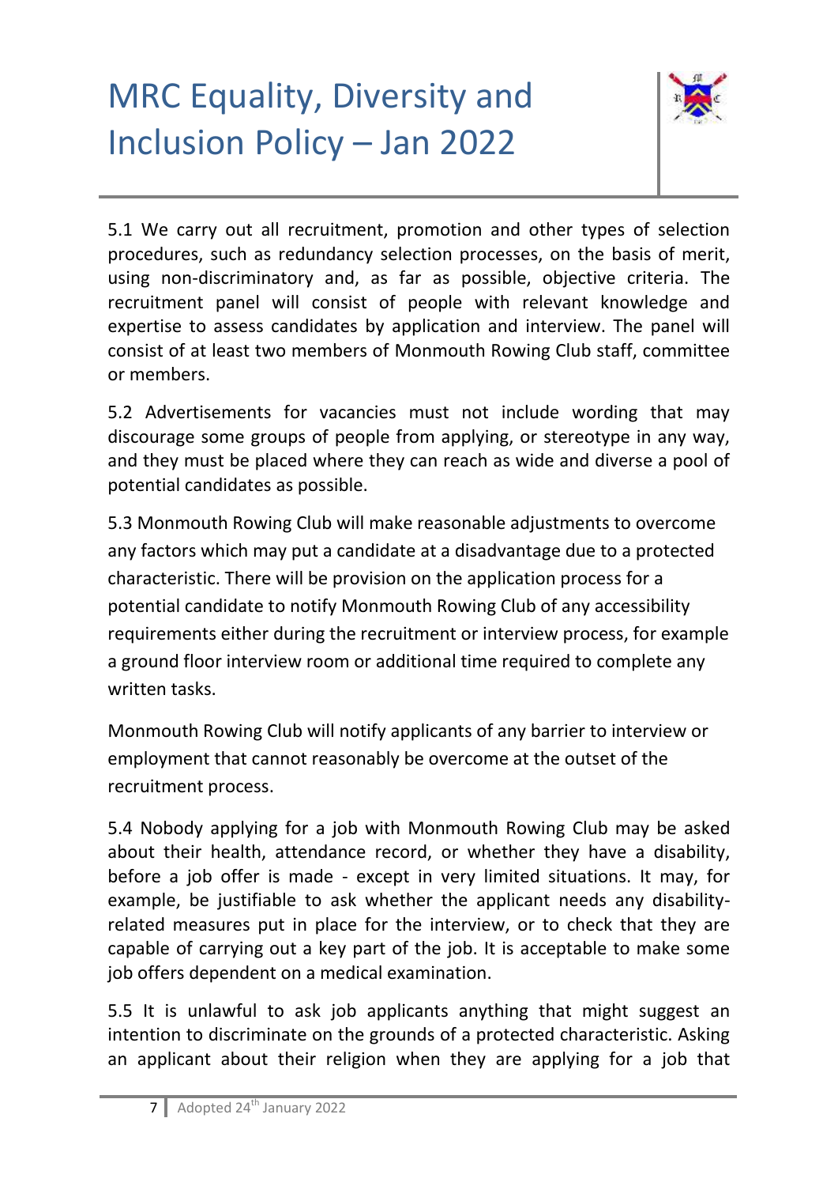5.1 We carry out all recruitment, promotion and other types of selection procedures, such as redundancy selection processes, on the basis of merit, using non-discriminatory and, as far as possible, objective criteria. The recruitment panel will consist of people with relevant knowledge and expertise to assess candidates by application and interview. The panel will consist of at least two members of Monmouth Rowing Club staff, committee or members.

5.2 Advertisements for vacancies must not include wording that may discourage some groups of people from applying, or stereotype in any way, and they must be placed where they can reach as wide and diverse a pool of potential candidates as possible.

5.3 Monmouth Rowing Club will make reasonable adjustments to overcome any factors which may put a candidate at a disadvantage due to a protected characteristic. There will be provision on the application process for a potential candidate to notify Monmouth Rowing Club of any accessibility requirements either during the recruitment or interview process, for example a ground floor interview room or additional time required to complete any written tasks.

Monmouth Rowing Club will notify applicants of any barrier to interview or employment that cannot reasonably be overcome at the outset of the recruitment process.

5.4 Nobody applying for a job with Monmouth Rowing Club may be asked about their health, attendance record, or whether they have a disability, before a job offer is made - except in very limited situations. It may, for example, be justifiable to ask whether the applicant needs any disability-related measures put in place for the interview, or to check that they are capable of carrying out a key part of the job. It is acceptable to make some job offers dependent on a medical examination.

5.5 It is unlawful to ask job applicants anything that might suggest an intention to discriminate on the grounds of a protected characteristic. Asking an applicant about their religion when they are applying for a job that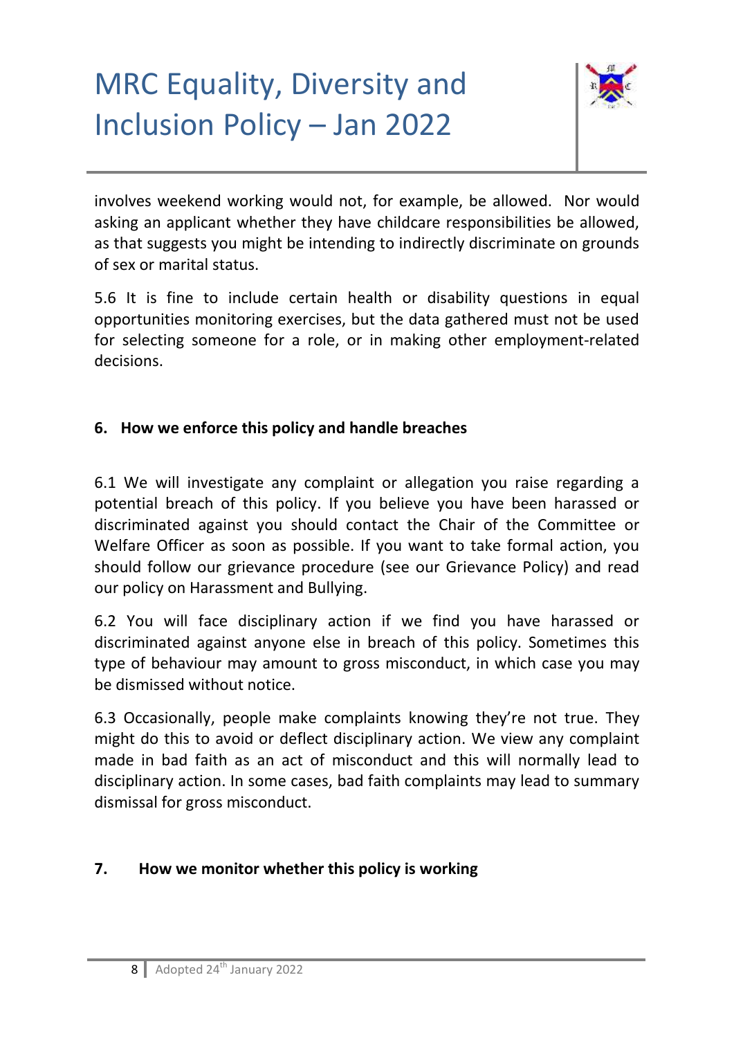involves weekend working would not, for example, be allowed. Nor would asking an applicant whether they have childcare responsibilities be allowed, as that suggests you might be intending to indirectly discriminate on grounds of sex or marital status.

5.6 It is fine to include certain health or disability questions in equal opportunities monitoring exercises, but the data gathered must not be used for selecting someone for a role, or in making other employment-related decisions.

## 6. How we enforce this policy and handle breaches

6.1 We will investigate any complaint or allegation you raise regarding a potential breach of this policy. If you believe you have been harassed or discriminated against you should contact the Chair of the Committee or Welfare Officer as soon as possible. If you want to take formal action, you should follow our grievance procedure (see our Grievance Policy) and read our policy on Harassment and Bullying.

6.2 You will face disciplinary action if we find you have harassed or discriminated against anyone else in breach of this policy. Sometimes this type of behaviour may amount to gross misconduct, in which case you may be dismissed without notice.

6.3 Occasionally, people make complaints knowing they're not true. They might do this to avoid or deflect disciplinary action. We view any complaint made in bad faith as an act of misconduct and this will normally lead to disciplinary action. In some cases, bad faith complaints may lead to summary dismissal for gross misconduct.

## 7. How we monitor whether this policy is working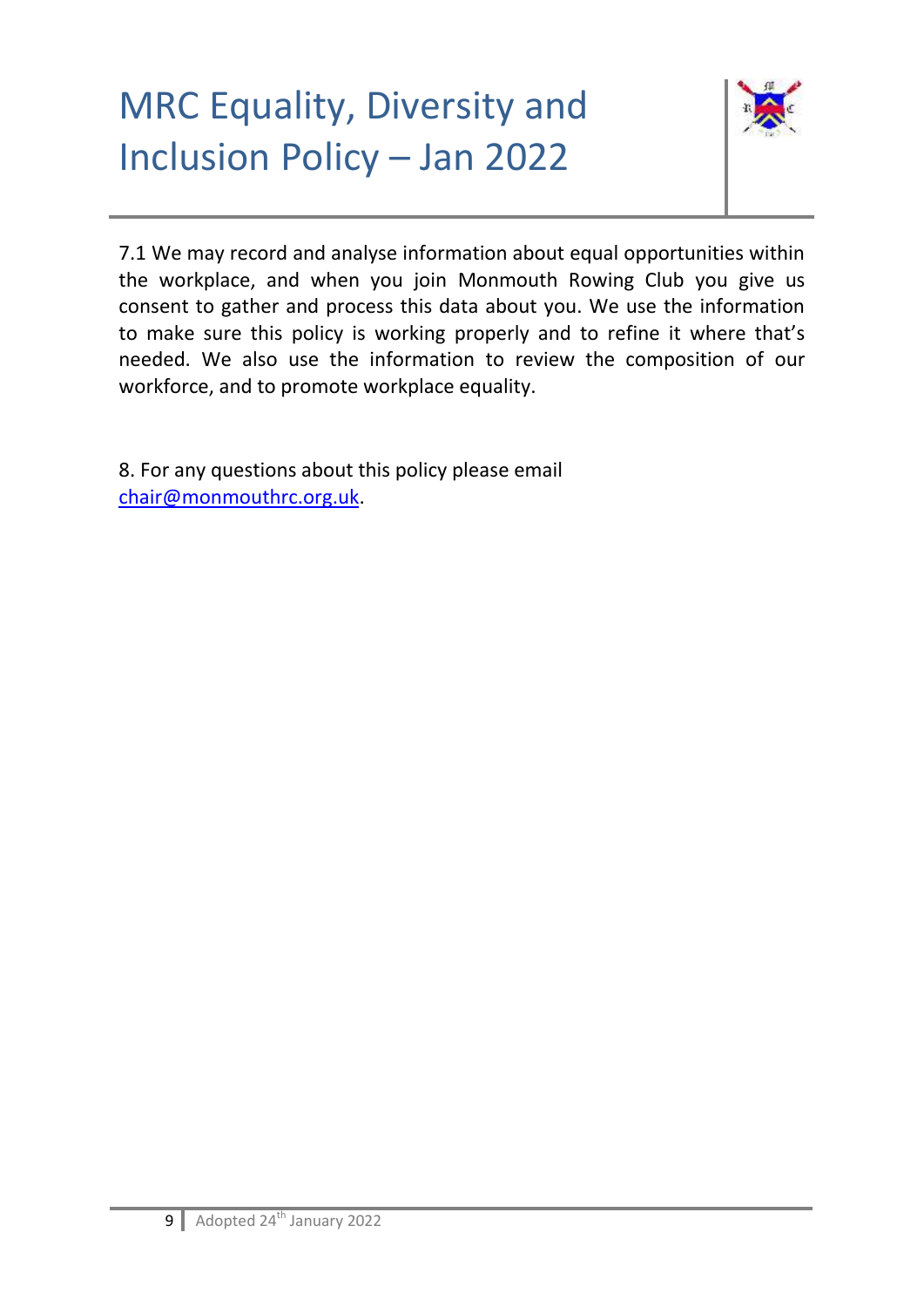7.1 We may record and analyse information about equal opportunities within the workplace, and when you join Monmouth Rowing Club you give us consent to gather and process this data about you. We use the information to make sure this policy is working properly and to refine it where that's needed. We also use the information to review the composition of our workforce, and to promote workplace equality.

8. For any questions about this policy please email chair@monmouthrc.org.uk.